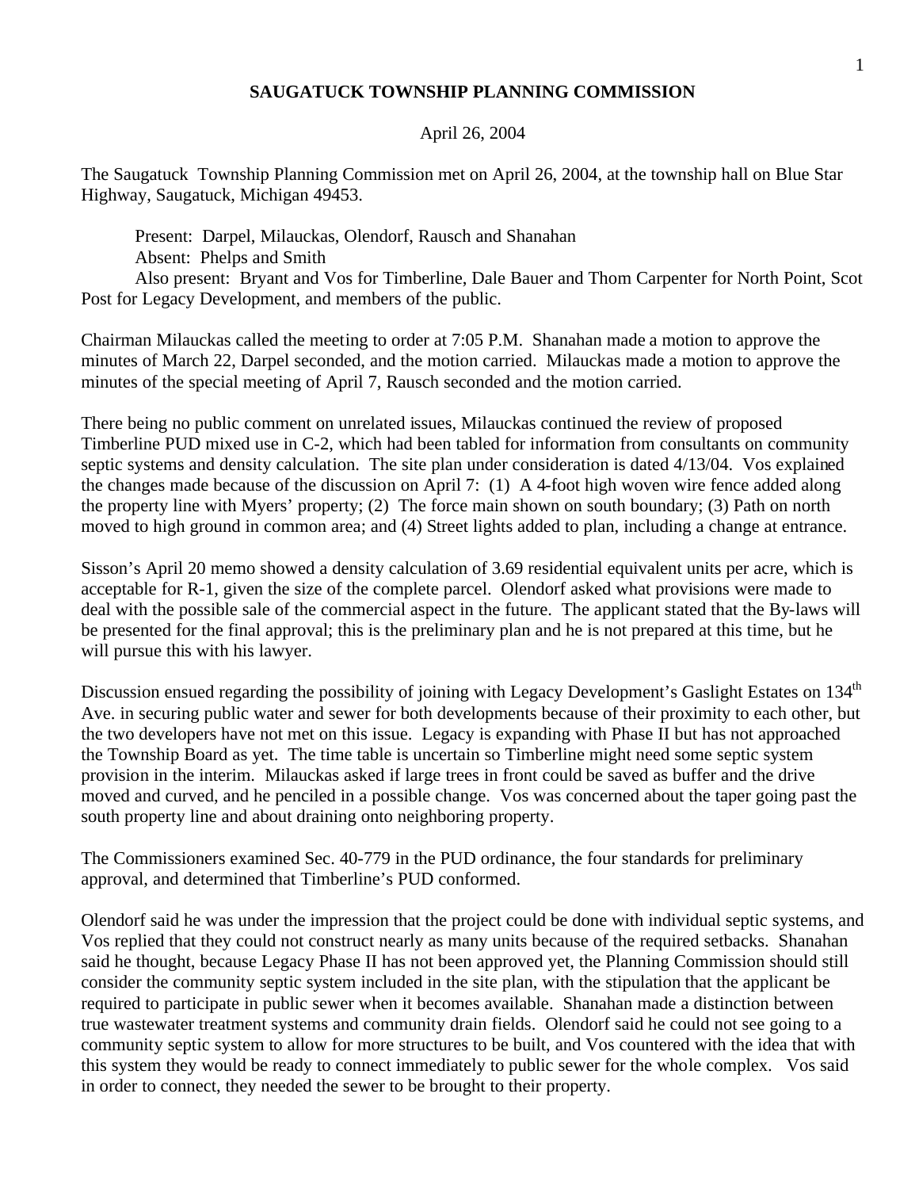# SAUGATUCK TOWNSHIP PLANNING COMMISSION

April 26, 2004

The Saugatuck Township Planning Commission met on April 26, 2004, at the township hall on Blue Star Highway, Saugatuck, Michigan 49453.

Present: Darpel, Milauckas, Olendorf, Rausch and Shanahan
Absent: Phelps and Smith
Also present: Bryant and Vos for Timberline, Dale Bauer and Thom Carpenter for North Point, Scot Post for Legacy Development, and members of the public.

Chairman Milauckas called the meeting to order at 7:05 P.M. Shanahan made a motion to approve the minutes of March 22, Darpel seconded, and the motion carried. Milauckas made a motion to approve the minutes of the special meeting of April 7, Rausch seconded and the motion carried.

There being no public comment on unrelated issues, Milauckas continued the review of proposed Timberline PUD mixed use in C-2, which had been tabled for information from consultants on community septic systems and density calculation. The site plan under consideration is dated 4/13/04. Vos explained the changes made because of the discussion on April 7: (1) A 4-foot high woven wire fence added along the property line with Myers' property; (2) The force main shown on south boundary; (3) Path on north moved to high ground in common area; and (4) Street lights added to plan, including a change at entrance.

Sisson's April 20 memo showed a density calculation of 3.69 residential equivalent units per acre, which is acceptable for R-1, given the size of the complete parcel. Olendorf asked what provisions were made to deal with the possible sale of the commercial aspect in the future. The applicant stated that the By-laws will be presented for the final approval; this is the preliminary plan and he is not prepared at this time, but he will pursue this with his lawyer.

Discussion ensued regarding the possibility of joining with Legacy Development's Gaslight Estates on 134th Ave. in securing public water and sewer for both developments because of their proximity to each other, but the two developers have not met on this issue. Legacy is expanding with Phase II but has not approached the Township Board as yet. The time table is uncertain so Timberline might need some septic system provision in the interim. Milauckas asked if large trees in front could be saved as buffer and the drive moved and curved, and he penciled in a possible change. Vos was concerned about the taper going past the south property line and about draining onto neighboring property.

The Commissioners examined Sec. 40-779 in the PUD ordinance, the four standards for preliminary approval, and determined that Timberline's PUD conformed.

Olendorf said he was under the impression that the project could be done with individual septic systems, and Vos replied that they could not construct nearly as many units because of the required setbacks. Shanahan said he thought, because Legacy Phase II has not been approved yet, the Planning Commission should still consider the community septic system included in the site plan, with the stipulation that the applicant be required to participate in public sewer when it becomes available. Shanahan made a distinction between true wastewater treatment systems and community drain fields. Olendorf said he could not see going to a community septic system to allow for more structures to be built, and Vos countered with the idea that with this system they would be ready to connect immediately to public sewer for the whole complex. Vos said in order to connect, they needed the sewer to be brought to their property.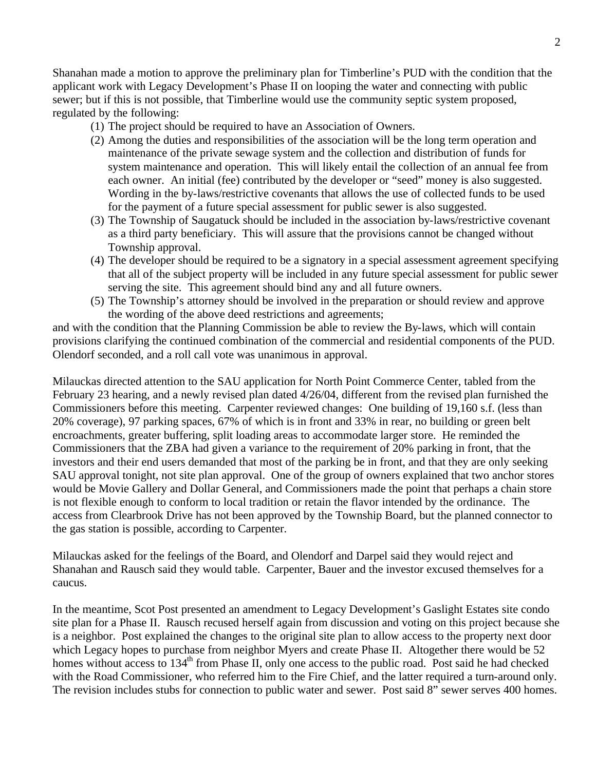Shanahan made a motion to approve the preliminary plan for Timberline's PUD with the condition that the applicant work with Legacy Development's Phase II on looping the water and connecting with public sewer; but if this is not possible, that Timberline would use the community septic system proposed, regulated by the following:

(1) The project should be required to have an Association of Owners.
(2) Among the duties and responsibilities of the association will be the long term operation and maintenance of the private sewage system and the collection and distribution of funds for system maintenance and operation. This will likely entail the collection of an annual fee from each owner. An initial (fee) contributed by the developer or "seed" money is also suggested. Wording in the by-laws/restrictive covenants that allows the use of collected funds to be used for the payment of a future special assessment for public sewer is also suggested.
(3) The Township of Saugatuck should be included in the association by-laws/restrictive covenant as a third party beneficiary. This will assure that the provisions cannot be changed without Township approval.
(4) The developer should be required to be a signatory in a special assessment agreement specifying that all of the subject property will be included in any future special assessment for public sewer serving the site. This agreement should bind any and all future owners.
(5) The Township's attorney should be involved in the preparation or should review and approve the wording of the above deed restrictions and agreements;

and with the condition that the Planning Commission be able to review the By-laws, which will contain provisions clarifying the continued combination of the commercial and residential components of the PUD. Olendorf seconded, and a roll call vote was unanimous in approval.

Milauckas directed attention to the SAU application for North Point Commerce Center, tabled from the February 23 hearing, and a newly revised plan dated 4/26/04, different from the revised plan furnished the Commissioners before this meeting. Carpenter reviewed changes: One building of 19,160 s.f. (less than 20% coverage), 97 parking spaces, 67% of which is in front and 33% in rear, no building or green belt encroachments, greater buffering, split loading areas to accommodate larger store. He reminded the Commissioners that the ZBA had given a variance to the requirement of 20% parking in front, that the investors and their end users demanded that most of the parking be in front, and that they are only seeking SAU approval tonight, not site plan approval. One of the group of owners explained that two anchor stores would be Movie Gallery and Dollar General, and Commissioners made the point that perhaps a chain store is not flexible enough to conform to local tradition or retain the flavor intended by the ordinance. The access from Clearbrook Drive has not been approved by the Township Board, but the planned connector to the gas station is possible, according to Carpenter.

Milauckas asked for the feelings of the Board, and Olendorf and Darpel said they would reject and Shanahan and Rausch said they would table. Carpenter, Bauer and the investor excused themselves for a caucus.

In the meantime, Scot Post presented an amendment to Legacy Development's Gaslight Estates site condo site plan for a Phase II. Rausch recused herself again from discussion and voting on this project because she is a neighbor. Post explained the changes to the original site plan to allow access to the property next door which Legacy hopes to purchase from neighbor Myers and create Phase II. Altogether there would be 52 homes without access to 134th from Phase II, only one access to the public road. Post said he had checked with the Road Commissioner, who referred him to the Fire Chief, and the latter required a turn-around only. The revision includes stubs for connection to public water and sewer. Post said 8" sewer serves 400 homes.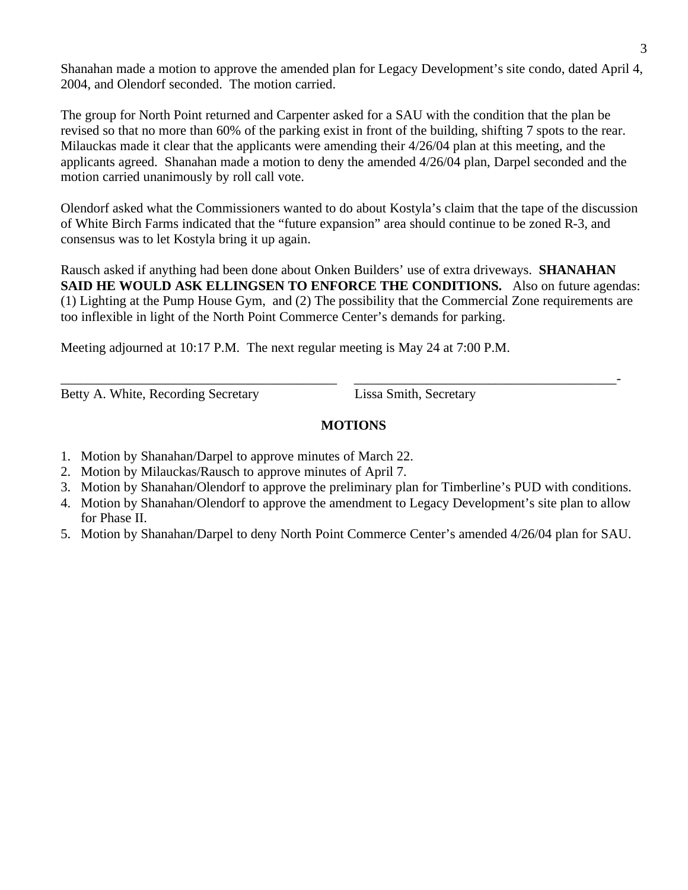Shanahan made a motion to approve the amended plan for Legacy Development's site condo, dated April 4, 2004, and Olendorf seconded. The motion carried.

The group for North Point returned and Carpenter asked for a SAU with the condition that the plan be revised so that no more than 60% of the parking exist in front of the building, shifting 7 spots to the rear. Milauckas made it clear that the applicants were amending their 4/26/04 plan at this meeting, and the applicants agreed. Shanahan made a motion to deny the amended 4/26/04 plan, Darpel seconded and the motion carried unanimously by roll call vote.

Olendorf asked what the Commissioners wanted to do about Kostyla's claim that the tape of the discussion of White Birch Farms indicated that the "future expansion" area should continue to be zoned R-3, and consensus was to let Kostyla bring it up again.

Rausch asked if anything had been done about Onken Builders' use of extra driveways. **SHANAHAN SAID HE WOULD ASK ELLINGSEN TO ENFORCE THE CONDITIONS.** Also on future agendas: (1) Lighting at the Pump House Gym, and (2) The possibility that the Commercial Zone requirements are too inflexible in light of the North Point Commerce Center's demands for parking.

Meeting adjourned at 10:17 P.M. The next regular meeting is May 24 at 7:00 P.M.

\_\_\_\_\_\_\_\_\_\_\_\_\_\_\_\_\_\_\_\_\_\_\_\_\_\_\_\_\_\_\_\_\_\_\_\_\_\_\_\_\_ \_\_\_\_\_\_\_\_\_\_\_\_\_\_\_\_\_\_\_\_\_\_\_\_\_\_\_\_\_\_\_\_\_\_\_\_\_\_\_-

Betty A. White, Recording Secretary Lissa Smith, Secretary

## MOTIONS

1. Motion by Shanahan/Darpel to approve minutes of March 22.
2. Motion by Milauckas/Rausch to approve minutes of April 7.
3. Motion by Shanahan/Olendorf to approve the preliminary plan for Timberline's PUD with conditions.
4. Motion by Shanahan/Olendorf to approve the amendment to Legacy Development's site plan to allow for Phase II.
5. Motion by Shanahan/Darpel to deny North Point Commerce Center's amended 4/26/04 plan for SAU.